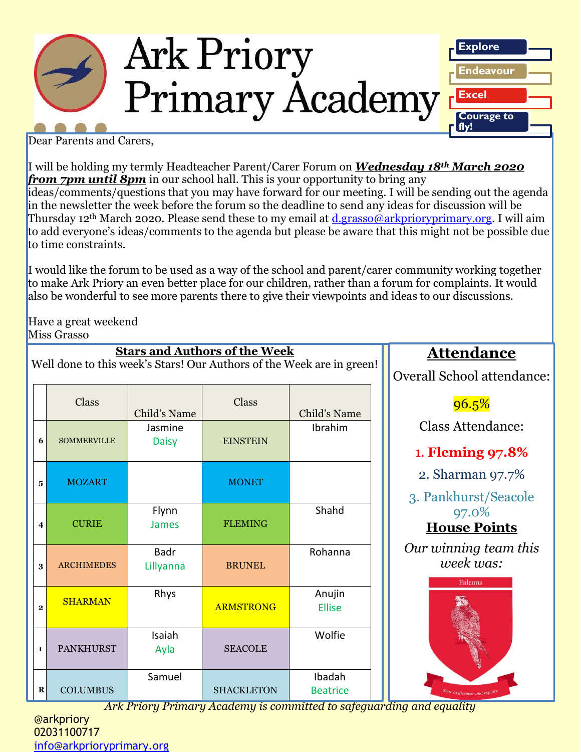# Ark Priory Primary Academy

Explore
Endeavour
Excel
Courage to fly!

Dear Parents and Carers,

I will be holding my termly Headteacher Parent/Carer Forum on ***Wednesday 18th March 2020 from 7pm until 8pm*** in our school hall. This is your opportunity to bring any ideas/comments/questions that you may have forward for our meeting. I will be sending out the agenda in the newsletter the week before the forum so the deadline to send any ideas for discussion will be Thursday 12th March 2020. Please send these to my email at d.grasso@arkprioryprimary.org. I will aim to add everyone's ideas/comments to the agenda but please be aware that this might not be possible due to time constraints.

I would like the forum to be used as a way of the school and parent/carer community working together to make Ark Priory an even better place for our children, rather than a forum for complaints. It would also be wonderful to see more parents there to give their viewpoints and ideas to our discussions.

Have a great weekend
Miss Grasso

## Stars and Authors of the Week

Well done to this week's Stars! Our Authors of the Week are in green!

| | Class | Child's Name | Class | Child's Name |
|---|---|---|---|---|
| 6 | SOMMERVILLE | Jasmine<br>Daisy | EINSTEIN | Ibrahim |
| 5 | MOZART | | MONET | |
| 4 | CURIE | Flynn<br>James | FLEMING | Shahd |
| 3 | ARCHIMEDES | Badr<br>Lillyanna | BRUNEL | Rohanna |
| 2 | SHARMAN | Rhys | ARMSTRONG | Anujin<br>Ellise |
| 1 | PANKHURST | Isaiah<br>Ayla | SEACOLE | Wolfie |
| R | COLUMBUS | Samuel | SHACKLETON | Ibadah<br>Beatrice |

## Attendance

Overall School attendance:

96.5%

Class Attendance:

1. **Fleming 97.8%**
2. Sharman 97.7%
3. Pankhurst/Seacole 97.0%

## House Points

*Our winning team this week was:*

Falcons

Soar to discover and explore

*Ark Priory Primary Academy is committed to safeguarding and equality*

@arkpriory
02031100717
info@arkprioryprimary.org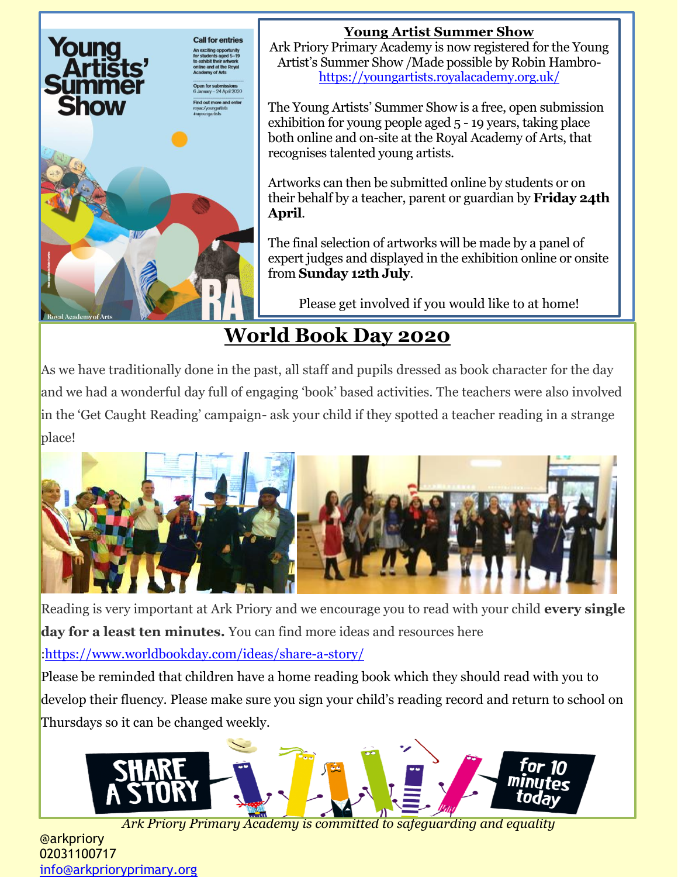## Young Artist Summer Show

Ark Priory Primary Academy is now registered for the Young Artist's Summer Show /Made possible by Robin Hambro- https://youngartists.royalacademy.org.uk/

The Young Artists' Summer Show is a free, open submission exhibition for young people aged 5 - 19 years, taking place both online and on-site at the Royal Academy of Arts, that recognises talented young artists.

Artworks can then be submitted online by students or on their behalf by a teacher, parent or guardian by **Friday 24th April**.

The final selection of artworks will be made by a panel of expert judges and displayed in the exhibition online or onsite from **Sunday 12th July**.

Please get involved if you would like to at home!

## World Book Day 2020

As we have traditionally done in the past, all staff and pupils dressed as book character for the day and we had a wonderful day full of engaging 'book' based activities. The teachers were also involved in the 'Get Caught Reading' campaign- ask your child if they spotted a teacher reading in a strange place!

Reading is very important at Ark Priory and we encourage you to read with your child **every single day for a least ten minutes.** You can find more ideas and resources here :https://www.worldbookday.com/ideas/share-a-story/

Please be reminded that children have a home reading book which they should read with you to develop their fluency. Please make sure you sign your child's reading record and return to school on Thursdays so it can be changed weekly.

*Ark Priory Primary Academy is committed to safeguarding and equality*

@arkpriory
02031100717
info@arkprioryprimary.org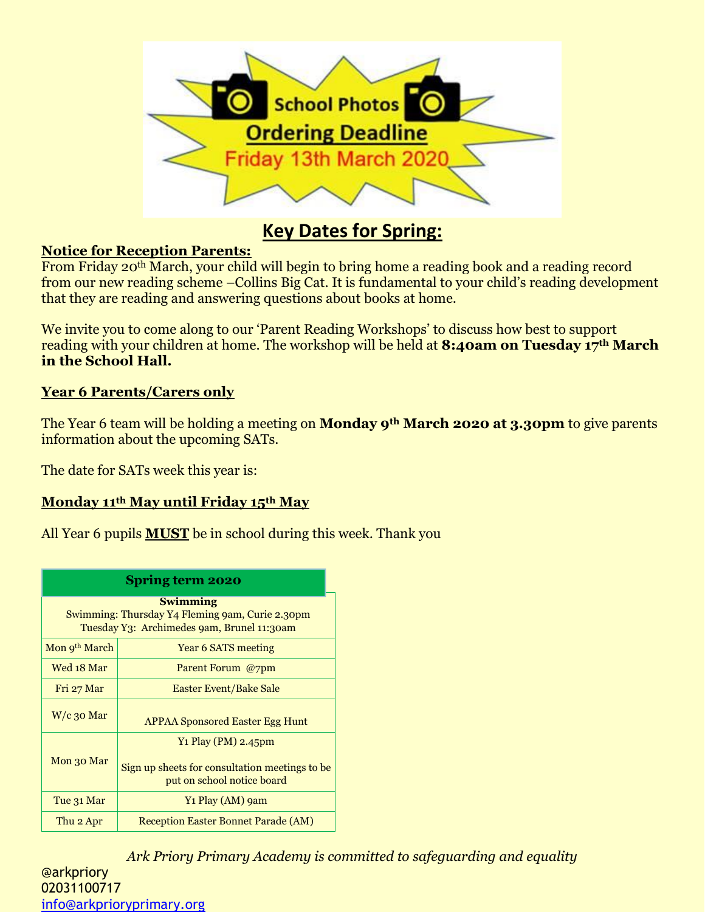School Photos

Ordering Deadline

Friday 13th March 2020

## Key Dates for Spring:

**Notice for Reception Parents:**

From Friday 20th March, your child will begin to bring home a reading book and a reading record from our new reading scheme –Collins Big Cat. It is fundamental to your child's reading development that they are reading and answering questions about books at home.

We invite you to come along to our 'Parent Reading Workshops' to discuss how best to support reading with your children at home. The workshop will be held at **8:40am on Tuesday 17th March in the School Hall.**

**Year 6 Parents/Carers only**

The Year 6 team will be holding a meeting on **Monday 9th March 2020 at 3.30pm** to give parents information about the upcoming SATs.

The date for SATs week this year is:

**Monday 11th May until Friday 15th May**

All Year 6 pupils **MUST** be in school during this week. Thank you

| Spring term 2020 | |
|---|---|
| **Swimming**<br>Swimming: Thursday Y4 Fleming 9am, Curie 2.30pm<br>Tuesday Y3: Archimedes 9am, Brunel 11:30am | |
| Mon 9th March | Year 6 SATS meeting |
| Wed 18 Mar | Parent Forum @7pm |
| Fri 27 Mar | Easter Event/Bake Sale |
| W/c 30 Mar | APPAA Sponsored Easter Egg Hunt |
| Mon 30 Mar | Y1 Play (PM) 2.45pm<br><br>Sign up sheets for consultation meetings to be put on school notice board |
| Tue 31 Mar | Y1 Play (AM) 9am |
| Thu 2 Apr | Reception Easter Bonnet Parade (AM) |

*Ark Priory Primary Academy is committed to safeguarding and equality*

@arkpriory
02031100717
info@arkprioryprimary.org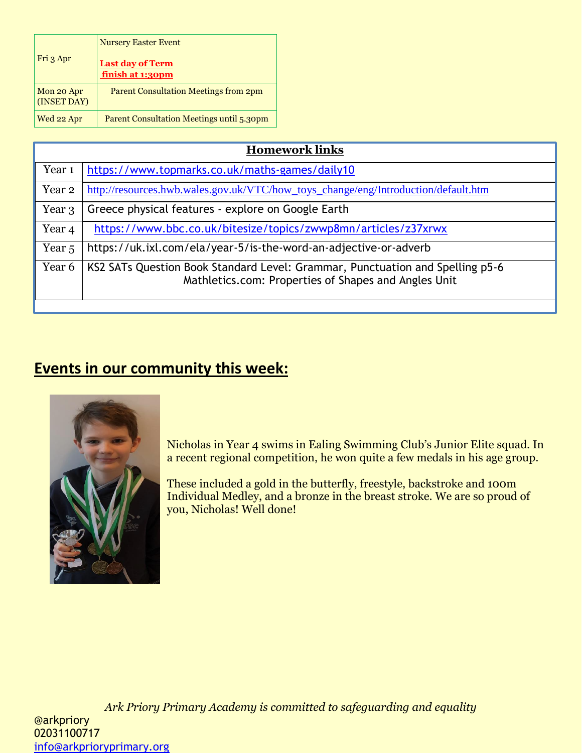| | |
|---|---|
| Fri 3 Apr | Nursery Easter Event<br><br>**Last day of Term finish at 1:30pm** |
| Mon 20 Apr (INSET DAY) | Parent Consultation Meetings from 2pm |
| Wed 22 Apr | Parent Consultation Meetings until 5.30pm |

| **Homework links** | |
|---|---|
| Year 1 | https://www.topmarks.co.uk/maths-games/daily10 |
| Year 2 | http://resources.hwb.wales.gov.uk/VTC/how_toys_change/eng/Introduction/default.htm |
| Year 3 | Greece physical features - explore on Google Earth |
| Year 4 | https://www.bbc.co.uk/bitesize/topics/zwwp8mn/articles/z37xrwx |
| Year 5 | https://uk.ixl.com/ela/year-5/is-the-word-an-adjective-or-adverb |
| Year 6 | KS2 SATs Question Book Standard Level: Grammar, Punctuation and Spelling p5-6<br>Mathletics.com: Properties of Shapes and Angles Unit |

## Events in our community this week:

Nicholas in Year 4 swims in Ealing Swimming Club's Junior Elite squad. In a recent regional competition, he won quite a few medals in his age group.

These included a gold in the butterfly, freestyle, backstroke and 100m Individual Medley, and a bronze in the breast stroke. We are so proud of you, Nicholas! Well done!

*Ark Priory Primary Academy is committed to safeguarding and equality*

@arkpriory
02031100717
info@arkprioryprimary.org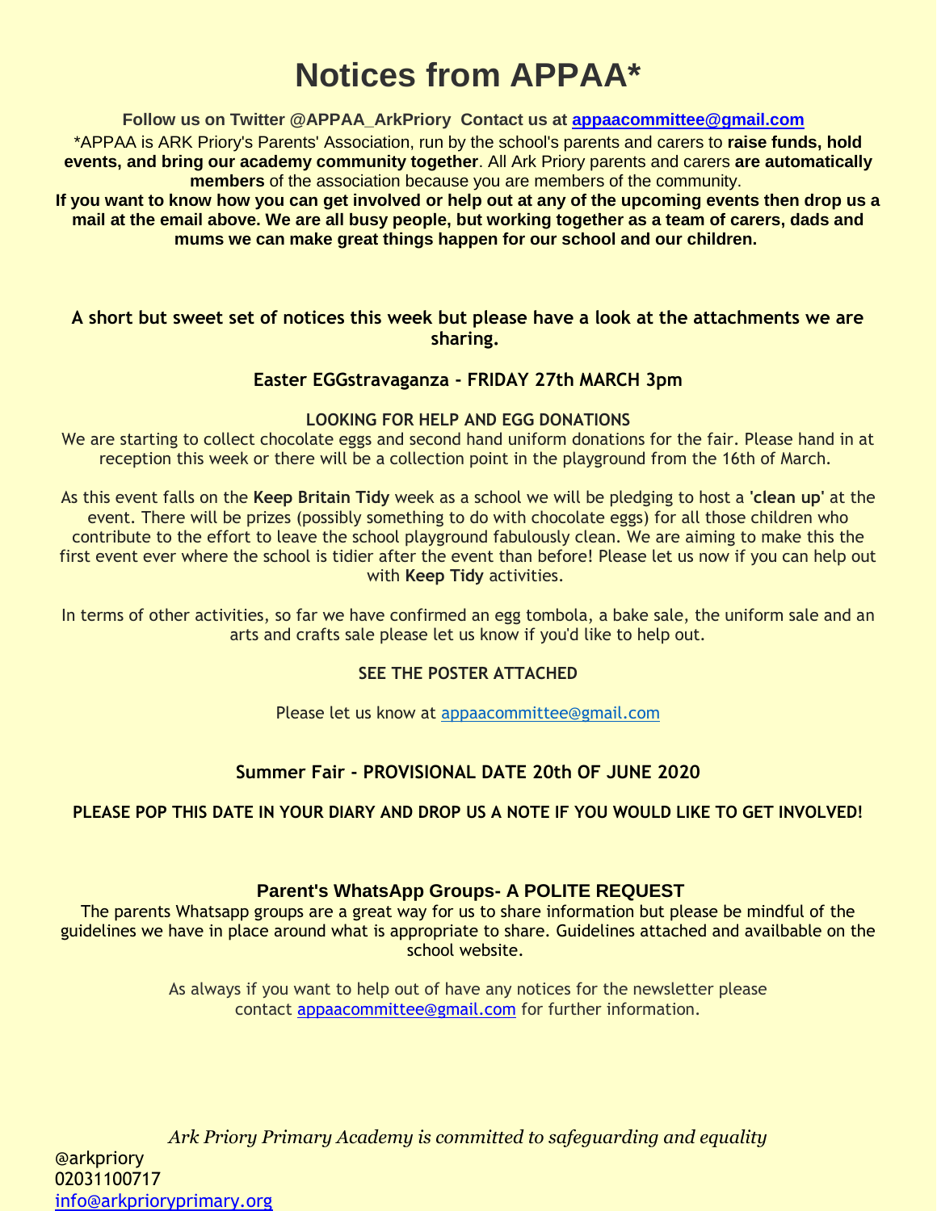# Notices from APPAA*

**Follow us on Twitter @APPAA_ArkPriory Contact us at appaacommittee@gmail.com**

*APPAA is ARK Priory's Parents' Association, run by the school's parents and carers to **raise funds, hold events, and bring our academy community together**. All Ark Priory parents and carers **are automatically members** of the association because you are members of the community.

**If you want to know how you can get involved or help out at any of the upcoming events then drop us a mail at the email above. We are all busy people, but working together as a team of carers, dads and mums we can make great things happen for our school and our children.**

### A short but sweet set of notices this week but please have a look at the attachments we are sharing.

### Easter EGGstravaganza - FRIDAY 27th MARCH 3pm

**LOOKING FOR HELP AND EGG DONATIONS**

We are starting to collect chocolate eggs and second hand uniform donations for the fair. Please hand in at reception this week or there will be a collection point in the playground from the 16th of March.

As this event falls on the **Keep Britain Tidy** week as a school we will be pledging to host a **'clean up'** at the event. There will be prizes (possibly something to do with chocolate eggs) for all those children who contribute to the effort to leave the school playground fabulously clean. We are aiming to make this the first event ever where the school is tidier after the event than before! Please let us now if you can help out with **Keep Tidy** activities.

In terms of other activities, so far we have confirmed an egg tombola, a bake sale, the uniform sale and an arts and crafts sale please let us know if you'd like to help out.

**SEE THE POSTER ATTACHED**

Please let us know at appaacommittee@gmail.com

### Summer Fair - PROVISIONAL DATE 20th OF JUNE 2020

**PLEASE POP THIS DATE IN YOUR DIARY AND DROP US A NOTE IF YOU WOULD LIKE TO GET INVOLVED!**

### Parent's WhatsApp Groups- A POLITE REQUEST

The parents Whatsapp groups are a great way for us to share information but please be mindful of the guidelines we have in place around what is appropriate to share. Guidelines attached and availbable on the school website.

As always if you want to help out of have any notices for the newsletter please contact appaacommittee@gmail.com for further information.

*Ark Priory Primary Academy is committed to safeguarding and equality*

@arkpriory
02031100717
info@arkprioryprimary.org